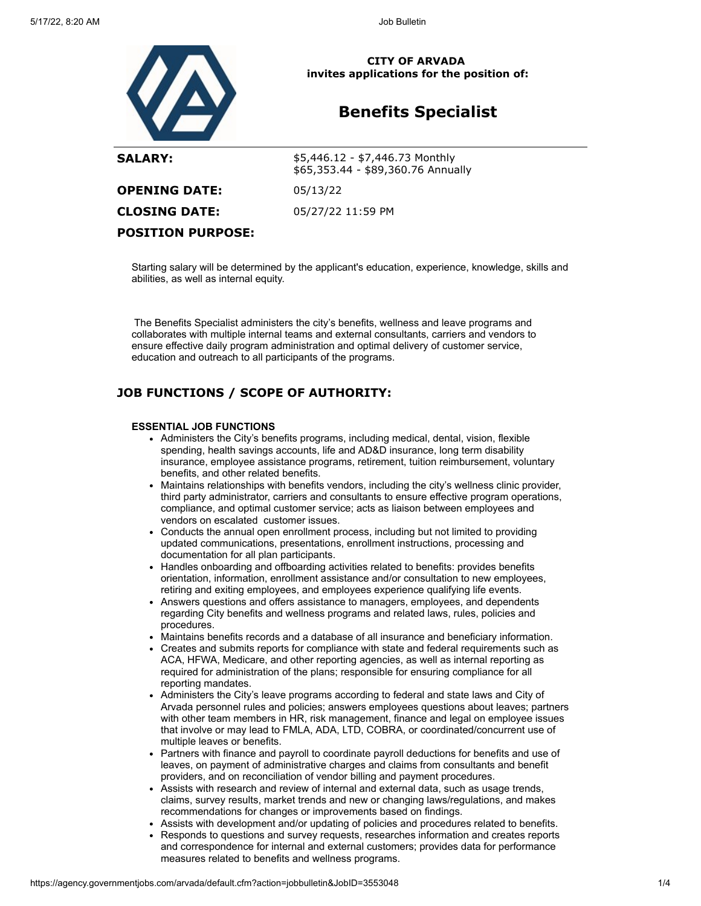**CITY OF ARVADA**
**invites applications for the position of:**

# Benefits Specialist

| | |
|---|---|
| **SALARY:** | $5,446.12 - $7,446.73 Monthly<br>$65,353.44 - $89,360.76 Annually |
| **OPENING DATE:** | 05/13/22 |
| **CLOSING DATE:** | 05/27/22 11:59 PM |

## POSITION PURPOSE:

Starting salary will be determined by the applicant's education, experience, knowledge, skills and abilities, as well as internal equity.

The Benefits Specialist administers the city's benefits, wellness and leave programs and collaborates with multiple internal teams and external consultants, carriers and vendors to ensure effective daily program administration and optimal delivery of customer service, education and outreach to all participants of the programs.

## JOB FUNCTIONS / SCOPE OF AUTHORITY:

**ESSENTIAL JOB FUNCTIONS**

- Administers the City's benefits programs, including medical, dental, vision, flexible spending, health savings accounts, life and AD&D insurance, long term disability insurance, employee assistance programs, retirement, tuition reimbursement, voluntary benefits, and other related benefits.
- Maintains relationships with benefits vendors, including the city's wellness clinic provider, third party administrator, carriers and consultants to ensure effective program operations, compliance, and optimal customer service; acts as liaison between employees and vendors on escalated customer issues.
- Conducts the annual open enrollment process, including but not limited to providing updated communications, presentations, enrollment instructions, processing and documentation for all plan participants.
- Handles onboarding and offboarding activities related to benefits: provides benefits orientation, information, enrollment assistance and/or consultation to new employees, retiring and exiting employees, and employees experience qualifying life events.
- Answers questions and offers assistance to managers, employees, and dependents regarding City benefits and wellness programs and related laws, rules, policies and procedures.
- Maintains benefits records and a database of all insurance and beneficiary information.
- Creates and submits reports for compliance with state and federal requirements such as ACA, HFWA, Medicare, and other reporting agencies, as well as internal reporting as required for administration of the plans; responsible for ensuring compliance for all reporting mandates.
- Administers the City's leave programs according to federal and state laws and City of Arvada personnel rules and policies; answers employees questions about leaves; partners with other team members in HR, risk management, finance and legal on employee issues that involve or may lead to FMLA, ADA, LTD, COBRA, or coordinated/concurrent use of multiple leaves or benefits.
- Partners with finance and payroll to coordinate payroll deductions for benefits and use of leaves, on payment of administrative charges and claims from consultants and benefit providers, and on reconciliation of vendor billing and payment procedures.
- Assists with research and review of internal and external data, such as usage trends, claims, survey results, market trends and new or changing laws/regulations, and makes recommendations for changes or improvements based on findings.
- Assists with development and/or updating of policies and procedures related to benefits.
- Responds to questions and survey requests, researches information and creates reports and correspondence for internal and external customers; provides data for performance measures related to benefits and wellness programs.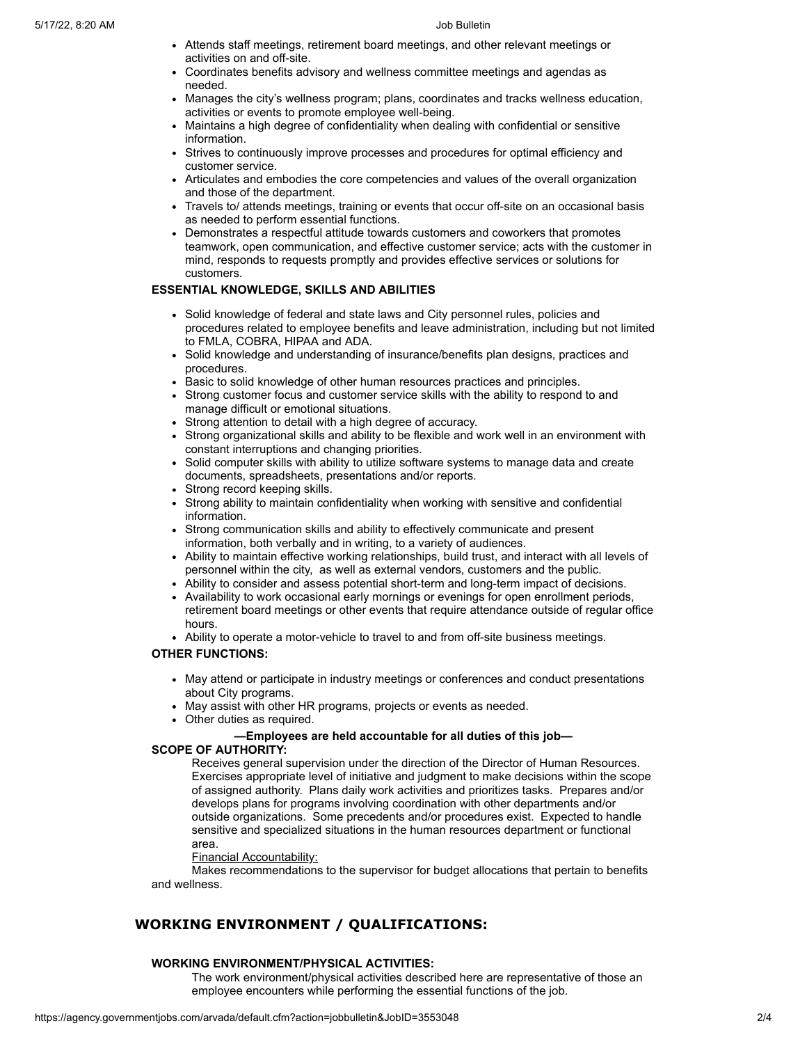- Attends staff meetings, retirement board meetings, and other relevant meetings or activities on and off-site.
- Coordinates benefits advisory and wellness committee meetings and agendas as needed.
- Manages the city's wellness program; plans, coordinates and tracks wellness education, activities or events to promote employee well-being.
- Maintains a high degree of confidentiality when dealing with confidential or sensitive information.
- Strives to continuously improve processes and procedures for optimal efficiency and customer service.
- Articulates and embodies the core competencies and values of the overall organization and those of the department.
- Travels to/ attends meetings, training or events that occur off-site on an occasional basis as needed to perform essential functions.
- Demonstrates a respectful attitude towards customers and coworkers that promotes teamwork, open communication, and effective customer service; acts with the customer in mind, responds to requests promptly and provides effective services or solutions for customers.

**ESSENTIAL KNOWLEDGE, SKILLS AND ABILITIES**

- Solid knowledge of federal and state laws and City personnel rules, policies and procedures related to employee benefits and leave administration, including but not limited to FMLA, COBRA, HIPAA and ADA.
- Solid knowledge and understanding of insurance/benefits plan designs, practices and procedures.
- Basic to solid knowledge of other human resources practices and principles.
- Strong customer focus and customer service skills with the ability to respond to and manage difficult or emotional situations.
- Strong attention to detail with a high degree of accuracy.
- Strong organizational skills and ability to be flexible and work well in an environment with constant interruptions and changing priorities.
- Solid computer skills with ability to utilize software systems to manage data and create documents, spreadsheets, presentations and/or reports.
- Strong record keeping skills.
- Strong ability to maintain confidentiality when working with sensitive and confidential information.
- Strong communication skills and ability to effectively communicate and present information, both verbally and in writing, to a variety of audiences.
- Ability to maintain effective working relationships, build trust, and interact with all levels of personnel within the city, as well as external vendors, customers and the public.
- Ability to consider and assess potential short-term and long-term impact of decisions.
- Availability to work occasional early mornings or evenings for open enrollment periods, retirement board meetings or other events that require attendance outside of regular office hours.
- Ability to operate a motor-vehicle to travel to and from off-site business meetings.

**OTHER FUNCTIONS:**

- May attend or participate in industry meetings or conferences and conduct presentations about City programs.
- May assist with other HR programs, projects or events as needed.
- Other duties as required.

**—Employees are held accountable for all duties of this job—**

**SCOPE OF AUTHORITY:**

Receives general supervision under the direction of the Director of Human Resources. Exercises appropriate level of initiative and judgment to make decisions within the scope of assigned authority. Plans daily work activities and prioritizes tasks. Prepares and/or develops plans for programs involving coordination with other departments and/or outside organizations. Some precedents and/or procedures exist. Expected to handle sensitive and specialized situations in the human resources department or functional area.

Financial Accountability:

Makes recommendations to the supervisor for budget allocations that pertain to benefits and wellness.

## WORKING ENVIRONMENT / QUALIFICATIONS:

**WORKING ENVIRONMENT/PHYSICAL ACTIVITIES:**

The work environment/physical activities described here are representative of those an employee encounters while performing the essential functions of the job.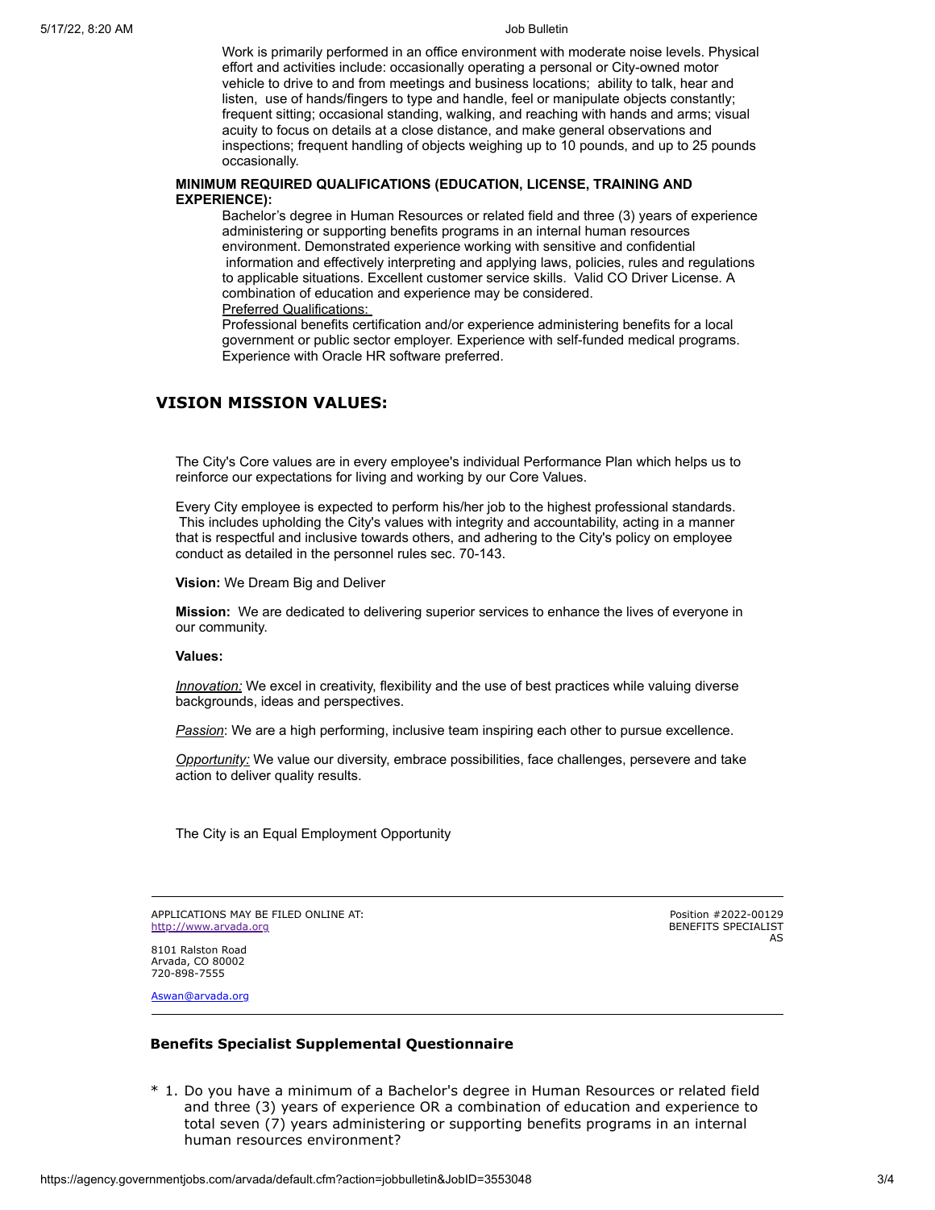Work is primarily performed in an office environment with moderate noise levels. Physical effort and activities include: occasionally operating a personal or City-owned motor vehicle to drive to and from meetings and business locations; ability to talk, hear and listen, use of hands/fingers to type and handle, feel or manipulate objects constantly; frequent sitting; occasional standing, walking, and reaching with hands and arms; visual acuity to focus on details at a close distance, and make general observations and inspections; frequent handling of objects weighing up to 10 pounds, and up to 25 pounds occasionally.

**MINIMUM REQUIRED QUALIFICATIONS (EDUCATION, LICENSE, TRAINING AND EXPERIENCE):**

Bachelor's degree in Human Resources or related field and three (3) years of experience administering or supporting benefits programs in an internal human resources environment. Demonstrated experience working with sensitive and confidential information and effectively interpreting and applying laws, policies, rules and regulations to applicable situations. Excellent customer service skills. Valid CO Driver License. A combination of education and experience may be considered.

Preferred Qualifications:

Professional benefits certification and/or experience administering benefits for a local government or public sector employer. Experience with self-funded medical programs. Experience with Oracle HR software preferred.

## VISION MISSION VALUES:

The City's Core values are in every employee's individual Performance Plan which helps us to reinforce our expectations for living and working by our Core Values.

Every City employee is expected to perform his/her job to the highest professional standards. This includes upholding the City's values with integrity and accountability, acting in a manner that is respectful and inclusive towards others, and adhering to the City's policy on employee conduct as detailed in the personnel rules sec. 70-143.

**Vision:** We Dream Big and Deliver

**Mission:** We are dedicated to delivering superior services to enhance the lives of everyone in our community.

**Values:**

*Innovation:* We excel in creativity, flexibility and the use of best practices while valuing diverse backgrounds, ideas and perspectives.

*Passion*: We are a high performing, inclusive team inspiring each other to pursue excellence.

*Opportunity:* We value our diversity, embrace possibilities, face challenges, persevere and take action to deliver quality results.

The City is an Equal Employment Opportunity

---

APPLICATIONS MAY BE FILED ONLINE AT:
http://www.arvada.org

8101 Ralston Road
Arvada, CO 80002
720-898-7555

Aswan@arvada.org

Position #2022-00129
BENEFITS SPECIALIST
AS

---

### Benefits Specialist Supplemental Questionnaire

\* 1. Do you have a minimum of a Bachelor's degree in Human Resources or related field and three (3) years of experience OR a combination of education and experience to total seven (7) years administering or supporting benefits programs in an internal human resources environment?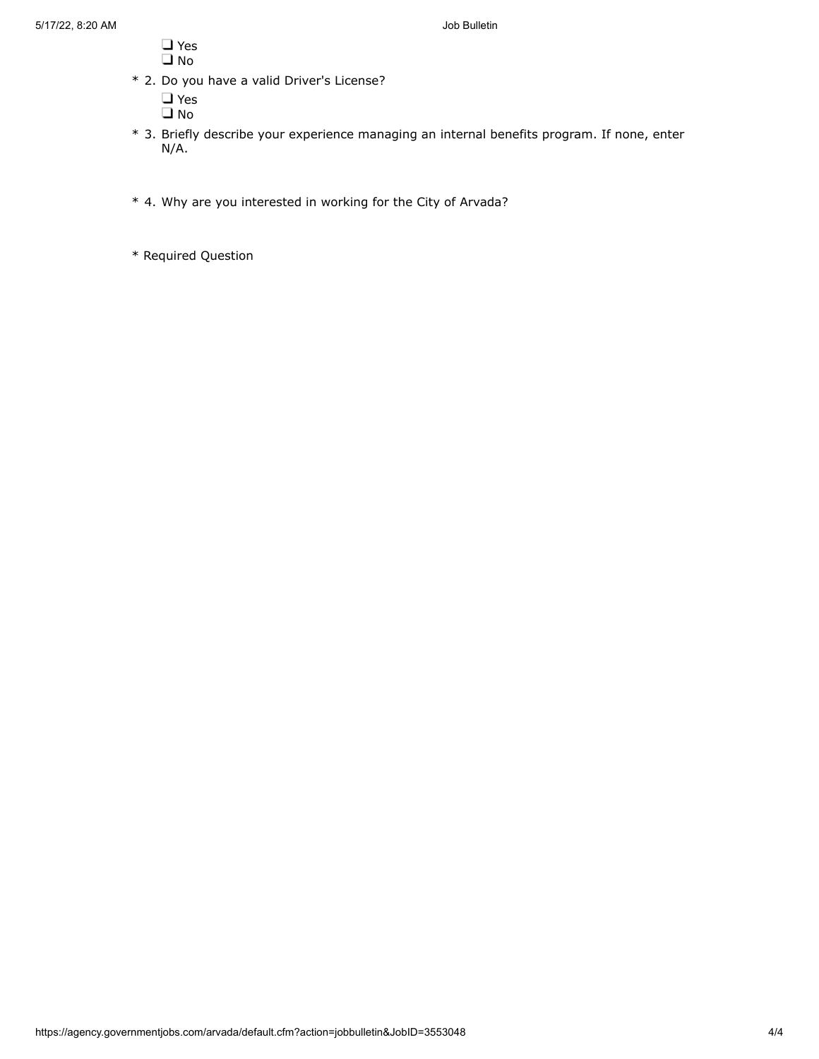- ❑ Yes
- ❑ No

\* 2. Do you have a valid Driver's License?

- ❑ Yes
- ❑ No

\* 3. Briefly describe your experience managing an internal benefits program. If none, enter N/A.

\* 4. Why are you interested in working for the City of Arvada?

\* Required Question